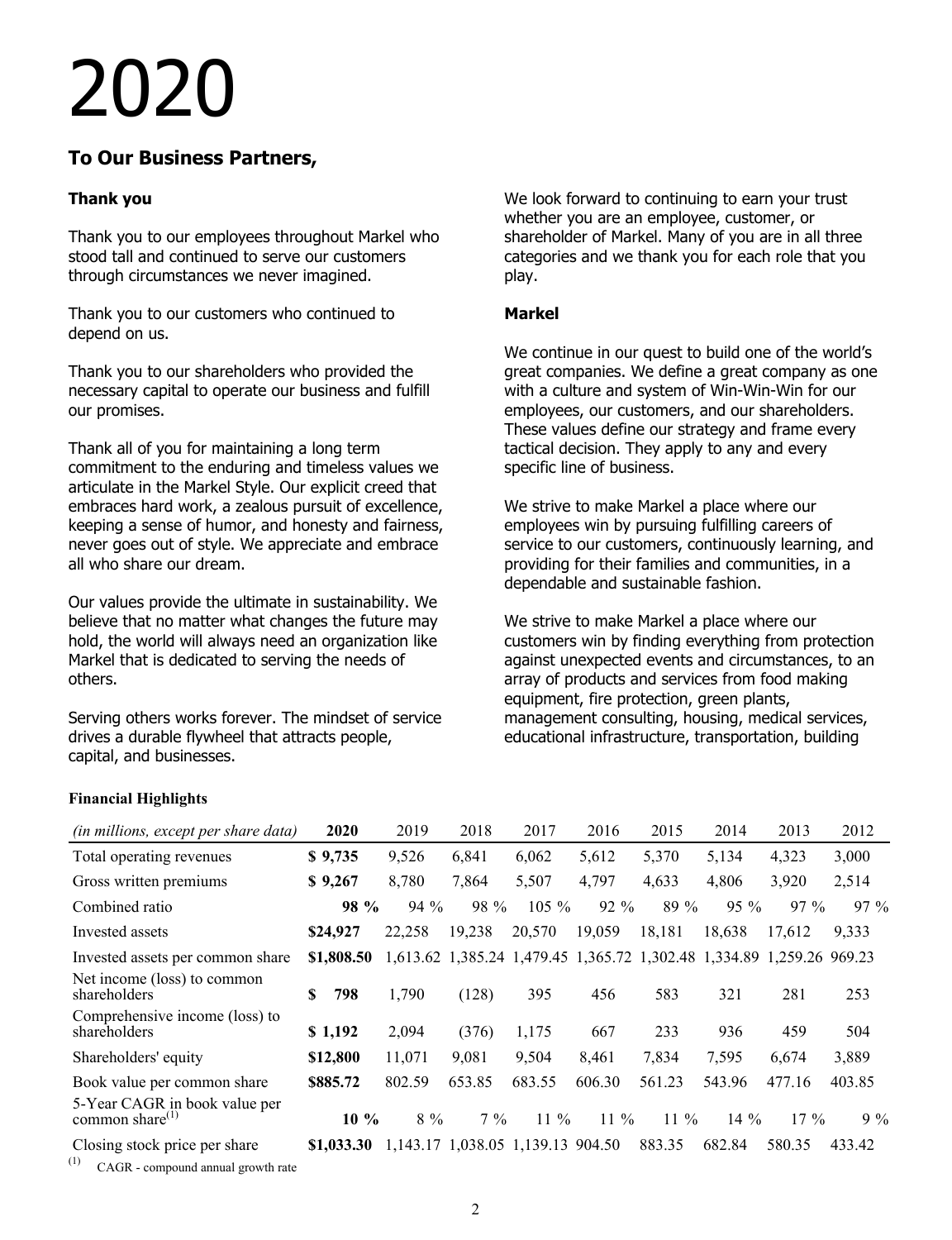# 2020

## To Our Business Partners,

### Thank you

Thank you to our employees throughout Markel who stood tall and continued to serve our customers through circumstances we never imagined.

Thank you to our customers who continued to depend on us.

Thank you to our shareholders who provided the necessary capital to operate our business and fulfill our promises.

Thank all of you for maintaining a long term commitment to the enduring and timeless values we articulate in the Markel Style. Our explicit creed that embraces hard work, a zealous pursuit of excellence, keeping a sense of humor, and honesty and fairness, never goes out of style. We appreciate and embrace all who share our dream.

Our values provide the ultimate in sustainability. We believe that no matter what changes the future may hold, the world will always need an organization like Markel that is dedicated to serving the needs of others.

Serving others works forever. The mindset of service drives a durable flywheel that attracts people, capital, and businesses.

We look forward to continuing to earn your trust whether you are an employee, customer, or shareholder of Markel. Many of you are in all three categories and we thank you for each role that you play.

### Markel

We continue in our quest to build one of the world's great companies. We define a great company as one with a culture and system of Win-Win-Win for our employees, our customers, and our shareholders. These values define our strategy and frame every tactical decision. They apply to any and every specific line of business.

We strive to make Markel a place where our employees win by pursuing fulfilling careers of service to our customers, continuously learning, and providing for their families and communities, in a dependable and sustainable fashion.

We strive to make Markel a place where our customers win by finding everything from protection against unexpected events and circumstances, to an array of products and services from food making equipment, fire protection, green plants, management consulting, housing, medical services, educational infrastructure, transportation, building

**Financial Highlights**

| *(in millions, except per share data)* | **2020** | 2019 | 2018 | 2017 | 2016 | 2015 | 2014 | 2013 | 2012 |
|---|---|---|---|---|---|---|---|---|---|
| Total operating revenues | **$ 9,735** | 9,526 | 6,841 | 6,062 | 5,612 | 5,370 | 5,134 | 4,323 | 3,000 |
| Gross written premiums | **$ 9,267** | 8,780 | 7,864 | 5,507 | 4,797 | 4,633 | 4,806 | 3,920 | 2,514 |
| Combined ratio | **98 %** | 94 % | 98 % | 105 % | 92 % | 89 % | 95 % | 97 % | 97 % |
| Invested assets | **$24,927** | 22,258 | 19,238 | 20,570 | 19,059 | 18,181 | 18,638 | 17,612 | 9,333 |
| Invested assets per common share | **$1,808.50** | 1,613.62 | 1,385.24 | 1,479.45 | 1,365.72 | 1,302.48 | 1,334.89 | 1,259.26 | 969.23 |
| Net income (loss) to common shareholders | **$ 798** | 1,790 | (128) | 395 | 456 | 583 | 321 | 281 | 253 |
| Comprehensive income (loss) to shareholders | **$ 1,192** | 2,094 | (376) | 1,175 | 667 | 233 | 936 | 459 | 504 |
| Shareholders' equity | **$12,800** | 11,071 | 9,081 | 9,504 | 8,461 | 7,834 | 7,595 | 6,674 | 3,889 |
| Book value per common share | **$885.72** | 802.59 | 653.85 | 683.55 | 606.30 | 561.23 | 543.96 | 477.16 | 403.85 |
| 5-Year CAGR in book value per common share[(1)] | **10 %** | 8 % | 7 % | 11 % | 11 % | 11 % | 14 % | 17 % | 9 % |
| Closing stock price per share | **$1,033.30** | 1,143.17 | 1,038.05 | 1,139.13 | 904.50 | 883.35 | 682.84 | 580.35 | 433.42 |

(1) CAGR - compound annual growth rate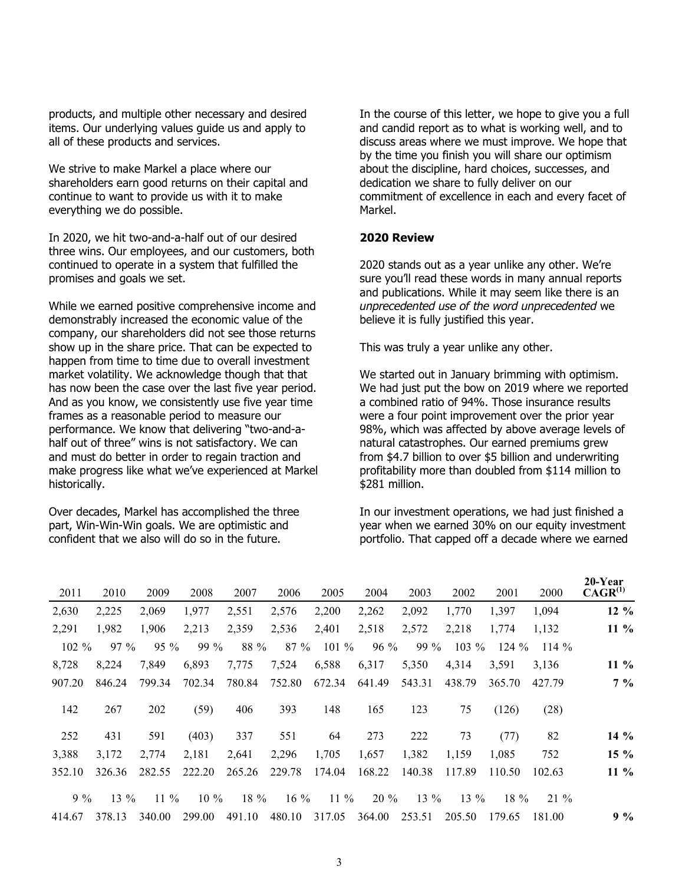products, and multiple other necessary and desired items. Our underlying values guide us and apply to all of these products and services.

We strive to make Markel a place where our shareholders earn good returns on their capital and continue to want to provide us with it to make everything we do possible.

In 2020, we hit two-and-a-half out of our desired three wins. Our employees, and our customers, both continued to operate in a system that fulfilled the promises and goals we set.

While we earned positive comprehensive income and demonstrably increased the economic value of the company, our shareholders did not see those returns show up in the share price. That can be expected to happen from time to time due to overall investment market volatility. We acknowledge though that that has now been the case over the last five year period. And as you know, we consistently use five year time frames as a reasonable period to measure our performance. We know that delivering "two-and-a-half out of three" wins is not satisfactory. We can and must do better in order to regain traction and make progress like what we've experienced at Markel historically.

Over decades, Markel has accomplished the three part, Win-Win-Win goals. We are optimistic and confident that we also will do so in the future.

In the course of this letter, we hope to give you a full and candid report as to what is working well, and to discuss areas where we must improve. We hope that by the time you finish you will share our optimism about the discipline, hard choices, successes, and dedication we share to fully deliver on our commitment of excellence in each and every facet of Markel.

**2020 Review**

2020 stands out as a year unlike any other. We're sure you'll read these words in many annual reports and publications. While it may seem like there is an *unprecedented use of the word unprecedented* we believe it is fully justified this year.

This was truly a year unlike any other.

We started out in January brimming with optimism. We had just put the bow on 2019 where we reported a combined ratio of 94%. Those insurance results were a four point improvement over the prior year 98%, which was affected by above average levels of natural catastrophes. Our earned premiums grew from \$4.7 billion to over \$5 billion and underwriting profitability more than doubled from \$114 million to \$281 million.

In our investment operations, we had just finished a year when we earned 30% on our equity investment portfolio. That capped off a decade where we earned

| 2011 | 2010 | 2009 | 2008 | 2007 | 2006 | 2005 | 2004 | 2003 | 2002 | 2001 | 2000 | 20-Year CAGR[(1)] |
|---|---|---|---|---|---|---|---|---|---|---|---|---|
| 2,630 | 2,225 | 2,069 | 1,977 | 2,551 | 2,576 | 2,200 | 2,262 | 2,092 | 1,770 | 1,397 | 1,094 | **12 %** |
| 2,291 | 1,982 | 1,906 | 2,213 | 2,359 | 2,536 | 2,401 | 2,518 | 2,572 | 2,218 | 1,774 | 1,132 | **11 %** |
| 102 % | 97 % | 95 % | 99 % | 88 % | 87 % | 101 % | 96 % | 99 % | 103 % | 124 % | 114 % | |
| 8,728 | 8,224 | 7,849 | 6,893 | 7,775 | 7,524 | 6,588 | 6,317 | 5,350 | 4,314 | 3,591 | 3,136 | **11 %** |
| 907.20 | 846.24 | 799.34 | 702.34 | 780.84 | 752.80 | 672.34 | 641.49 | 543.31 | 438.79 | 365.70 | 427.79 | **7 %** |
| 142 | 267 | 202 | (59) | 406 | 393 | 148 | 165 | 123 | 75 | (126) | (28) | |
| 252 | 431 | 591 | (403) | 337 | 551 | 64 | 273 | 222 | 73 | (77) | 82 | **14 %** |
| 3,388 | 3,172 | 2,774 | 2,181 | 2,641 | 2,296 | 1,705 | 1,657 | 1,382 | 1,159 | 1,085 | 752 | **15 %** |
| 352.10 | 326.36 | 282.55 | 222.20 | 265.26 | 229.78 | 174.04 | 168.22 | 140.38 | 117.89 | 110.50 | 102.63 | **11 %** |
| 9 % | 13 % | 11 % | 10 % | 18 % | 16 % | 11 % | 20 % | 13 % | 13 % | 18 % | 21 % | |
| 414.67 | 378.13 | 340.00 | 299.00 | 491.10 | 480.10 | 317.05 | 364.00 | 253.51 | 205.50 | 179.65 | 181.00 | **9 %** |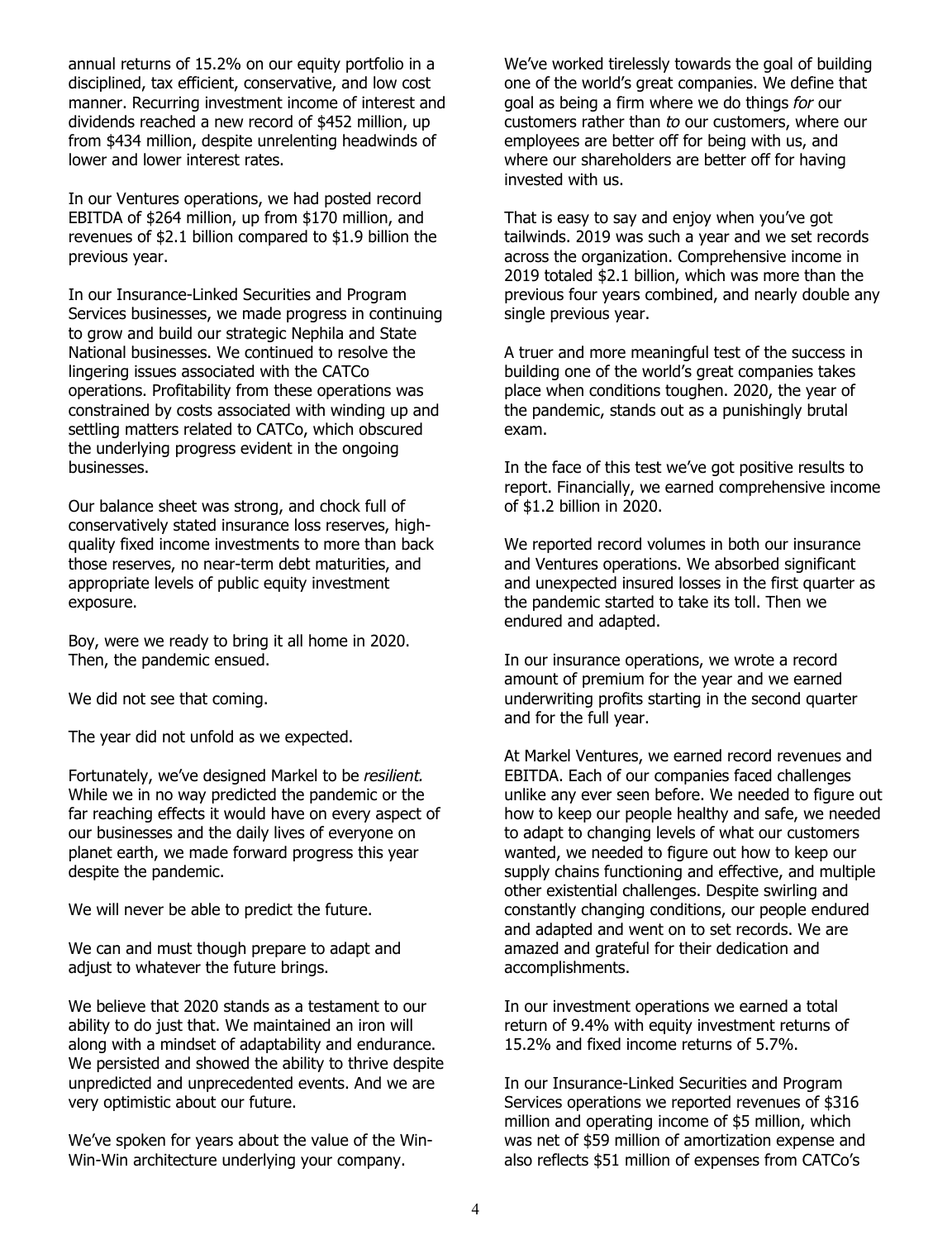annual returns of 15.2% on our equity portfolio in a disciplined, tax efficient, conservative, and low cost manner. Recurring investment income of interest and dividends reached a new record of $452 million, up from $434 million, despite unrelenting headwinds of lower and lower interest rates.

In our Ventures operations, we had posted record EBITDA of $264 million, up from $170 million, and revenues of $2.1 billion compared to $1.9 billion the previous year.

In our Insurance-Linked Securities and Program Services businesses, we made progress in continuing to grow and build our strategic Nephila and State National businesses. We continued to resolve the lingering issues associated with the CATCo operations. Profitability from these operations was constrained by costs associated with winding up and settling matters related to CATCo, which obscured the underlying progress evident in the ongoing businesses.

Our balance sheet was strong, and chock full of conservatively stated insurance loss reserves, high-quality fixed income investments to more than back those reserves, no near-term debt maturities, and appropriate levels of public equity investment exposure.

Boy, were we ready to bring it all home in 2020. Then, the pandemic ensued.

We did not see that coming.

The year did not unfold as we expected.

Fortunately, we've designed Markel to be *resilient.* While we in no way predicted the pandemic or the far reaching effects it would have on every aspect of our businesses and the daily lives of everyone on planet earth, we made forward progress this year despite the pandemic.

We will never be able to predict the future.

We can and must though prepare to adapt and adjust to whatever the future brings.

We believe that 2020 stands as a testament to our ability to do just that. We maintained an iron will along with a mindset of adaptability and endurance. We persisted and showed the ability to thrive despite unpredicted and unprecedented events. And we are very optimistic about our future.

We've spoken for years about the value of the Win-Win-Win architecture underlying your company.

We've worked tirelessly towards the goal of building one of the world's great companies. We define that goal as being a firm where we do things *for* our customers rather than *to* our customers, where our employees are better off for being with us, and where our shareholders are better off for having invested with us.

That is easy to say and enjoy when you've got tailwinds. 2019 was such a year and we set records across the organization. Comprehensive income in 2019 totaled $2.1 billion, which was more than the previous four years combined, and nearly double any single previous year.

A truer and more meaningful test of the success in building one of the world's great companies takes place when conditions toughen. 2020, the year of the pandemic, stands out as a punishingly brutal exam.

In the face of this test we've got positive results to report. Financially, we earned comprehensive income of $1.2 billion in 2020.

We reported record volumes in both our insurance and Ventures operations. We absorbed significant and unexpected insured losses in the first quarter as the pandemic started to take its toll. Then we endured and adapted.

In our insurance operations, we wrote a record amount of premium for the year and we earned underwriting profits starting in the second quarter and for the full year.

At Markel Ventures, we earned record revenues and EBITDA. Each of our companies faced challenges unlike any ever seen before. We needed to figure out how to keep our people healthy and safe, we needed to adapt to changing levels of what our customers wanted, we needed to figure out how to keep our supply chains functioning and effective, and multiple other existential challenges. Despite swirling and constantly changing conditions, our people endured and adapted and went on to set records. We are amazed and grateful for their dedication and accomplishments.

In our investment operations we earned a total return of 9.4% with equity investment returns of 15.2% and fixed income returns of 5.7%.

In our Insurance-Linked Securities and Program Services operations we reported revenues of $316 million and operating income of $5 million, which was net of $59 million of amortization expense and also reflects $51 million of expenses from CATCo's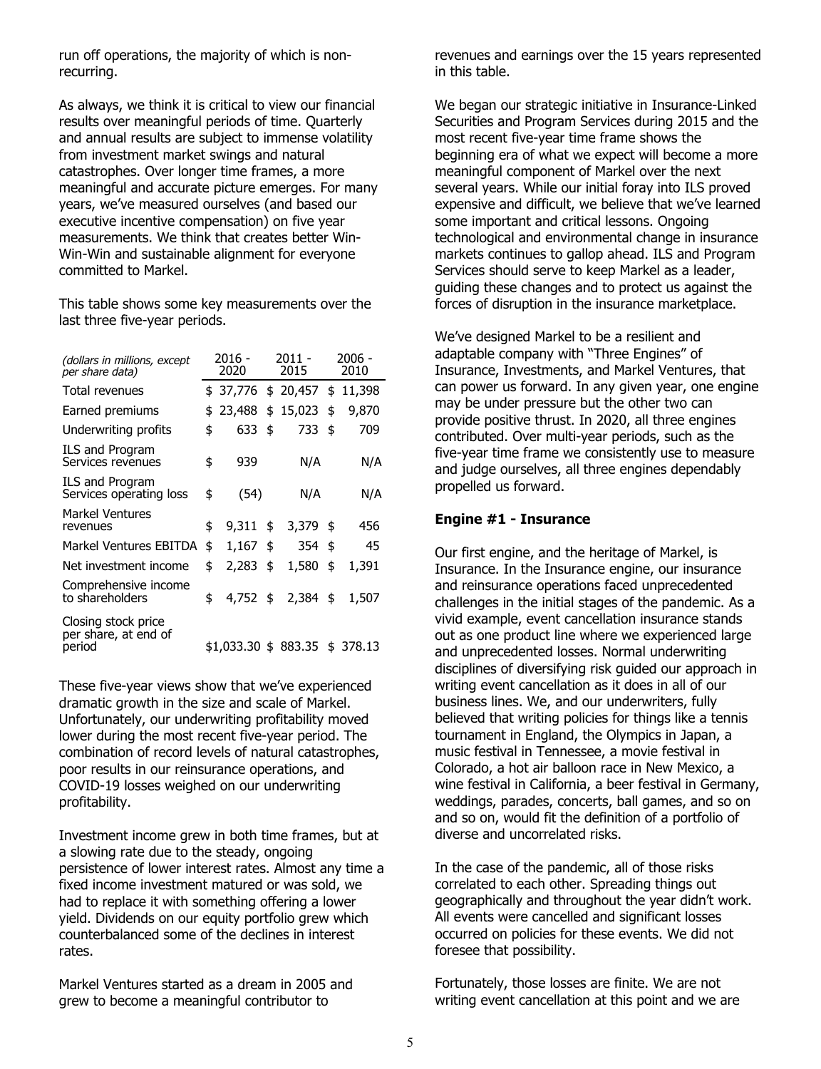run off operations, the majority of which is non-recurring.

As always, we think it is critical to view our financial results over meaningful periods of time. Quarterly and annual results are subject to immense volatility from investment market swings and natural catastrophes. Over longer time frames, a more meaningful and accurate picture emerges. For many years, we've measured ourselves (and based our executive incentive compensation) on five year measurements. We think that creates better Win-Win-Win and sustainable alignment for everyone committed to Markel.

This table shows some key measurements over the last three five-year periods.

| *(dollars in millions, except per share data)* | 2016 - 2020 | 2011 - 2015 | 2006 - 2010 |
|---|---|---|---|
| Total revenues | $ 37,776 | $ 20,457 | $ 11,398 |
| Earned premiums | $ 23,488 | $ 15,023 | $ 9,870 |
| Underwriting profits | $ 633 | $ 733 | $ 709 |
| ILS and Program Services revenues | $ 939 | N/A | N/A |
| ILS and Program Services operating loss | $ (54) | N/A | N/A |
| Markel Ventures revenues | $ 9,311 | $ 3,379 | $ 456 |
| Markel Ventures EBITDA | $ 1,167 | $ 354 | $ 45 |
| Net investment income | $ 2,283 | $ 1,580 | $ 1,391 |
| Comprehensive income to shareholders | $ 4,752 | $ 2,384 | $ 1,507 |
| Closing stock price per share, at end of period | $1,033.30 | $ 883.35 | $ 378.13 |

These five-year views show that we've experienced dramatic growth in the size and scale of Markel. Unfortunately, our underwriting profitability moved lower during the most recent five-year period. The combination of record levels of natural catastrophes, poor results in our reinsurance operations, and COVID-19 losses weighed on our underwriting profitability.

Investment income grew in both time frames, but at a slowing rate due to the steady, ongoing persistence of lower interest rates. Almost any time a fixed income investment matured or was sold, we had to replace it with something offering a lower yield. Dividends on our equity portfolio grew which counterbalanced some of the declines in interest rates.

Markel Ventures started as a dream in 2005 and grew to become a meaningful contributor to revenues and earnings over the 15 years represented in this table.

We began our strategic initiative in Insurance-Linked Securities and Program Services during 2015 and the most recent five-year time frame shows the beginning era of what we expect will become a more meaningful component of Markel over the next several years. While our initial foray into ILS proved expensive and difficult, we believe that we've learned some important and critical lessons. Ongoing technological and environmental change in insurance markets continues to gallop ahead. ILS and Program Services should serve to keep Markel as a leader, guiding these changes and to protect us against the forces of disruption in the insurance marketplace.

We've designed Markel to be a resilient and adaptable company with "Three Engines" of Insurance, Investments, and Markel Ventures, that can power us forward. In any given year, one engine may be under pressure but the other two can provide positive thrust. In 2020, all three engines contributed. Over multi-year periods, such as the five-year time frame we consistently use to measure and judge ourselves, all three engines dependably propelled us forward.

**Engine #1 - Insurance**

Our first engine, and the heritage of Markel, is Insurance. In the Insurance engine, our insurance and reinsurance operations faced unprecedented challenges in the initial stages of the pandemic. As a vivid example, event cancellation insurance stands out as one product line where we experienced large and unprecedented losses. Normal underwriting disciplines of diversifying risk guided our approach in writing event cancellation as it does in all of our business lines. We, and our underwriters, fully believed that writing policies for things like a tennis tournament in England, the Olympics in Japan, a music festival in Tennessee, a movie festival in Colorado, a hot air balloon race in New Mexico, a wine festival in California, a beer festival in Germany, weddings, parades, concerts, ball games, and so on and so on, would fit the definition of a portfolio of diverse and uncorrelated risks.

In the case of the pandemic, all of those risks correlated to each other. Spreading things out geographically and throughout the year didn't work. All events were cancelled and significant losses occurred on policies for these events. We did not foresee that possibility.

Fortunately, those losses are finite. We are not writing event cancellation at this point and we are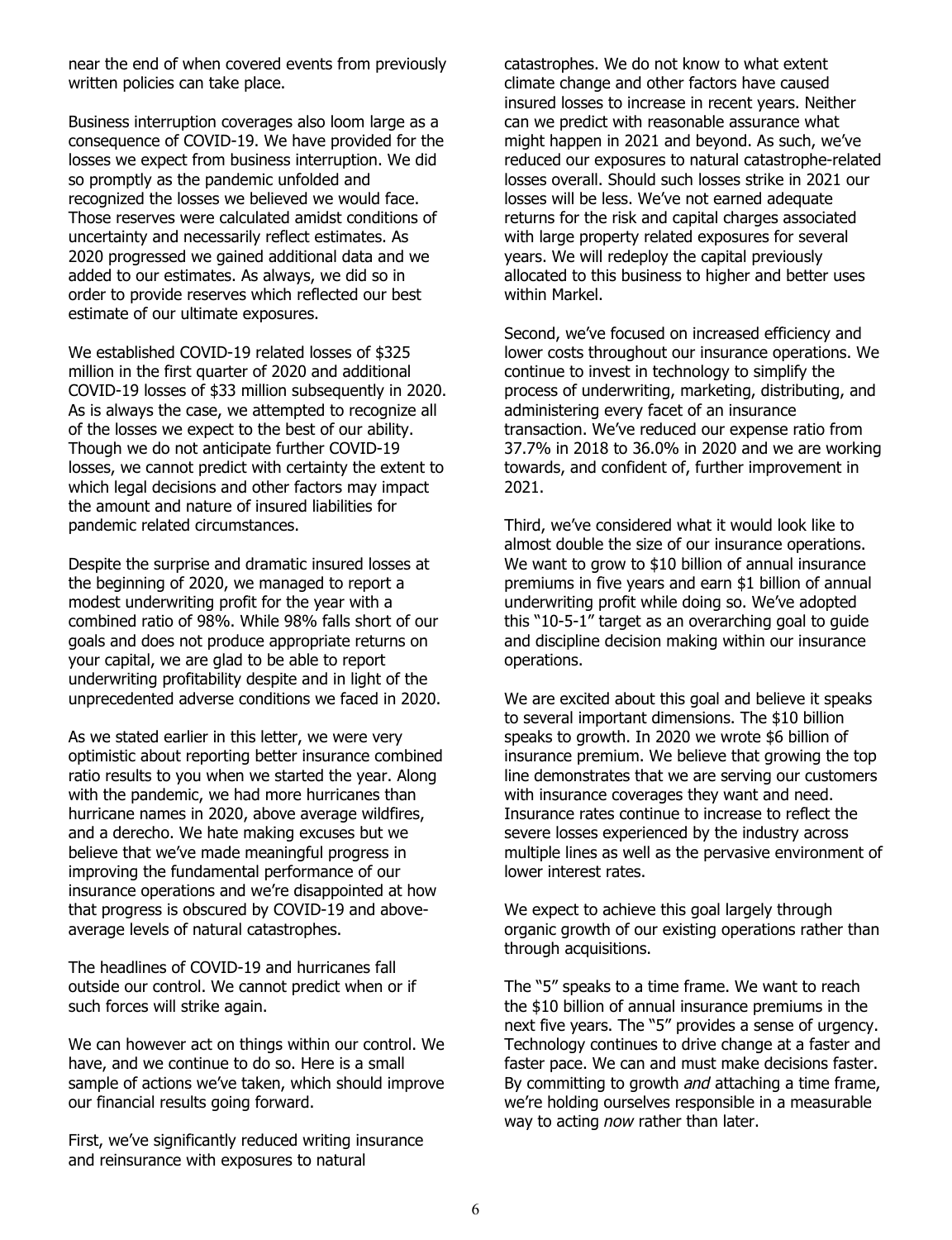near the end of when covered events from previously written policies can take place.

Business interruption coverages also loom large as a consequence of COVID-19. We have provided for the losses we expect from business interruption. We did so promptly as the pandemic unfolded and recognized the losses we believed we would face. Those reserves were calculated amidst conditions of uncertainty and necessarily reflect estimates. As 2020 progressed we gained additional data and we added to our estimates. As always, we did so in order to provide reserves which reflected our best estimate of our ultimate exposures.

We established COVID-19 related losses of $325 million in the first quarter of 2020 and additional COVID-19 losses of $33 million subsequently in 2020. As is always the case, we attempted to recognize all of the losses we expect to the best of our ability. Though we do not anticipate further COVID-19 losses, we cannot predict with certainty the extent to which legal decisions and other factors may impact the amount and nature of insured liabilities for pandemic related circumstances.

Despite the surprise and dramatic insured losses at the beginning of 2020, we managed to report a modest underwriting profit for the year with a combined ratio of 98%. While 98% falls short of our goals and does not produce appropriate returns on your capital, we are glad to be able to report underwriting profitability despite and in light of the unprecedented adverse conditions we faced in 2020.

As we stated earlier in this letter, we were very optimistic about reporting better insurance combined ratio results to you when we started the year. Along with the pandemic, we had more hurricanes than hurricane names in 2020, above average wildfires, and a derecho. We hate making excuses but we believe that we've made meaningful progress in improving the fundamental performance of our insurance operations and we're disappointed at how that progress is obscured by COVID-19 and above-average levels of natural catastrophes.

The headlines of COVID-19 and hurricanes fall outside our control. We cannot predict when or if such forces will strike again.

We can however act on things within our control. We have, and we continue to do so. Here is a small sample of actions we've taken, which should improve our financial results going forward.

First, we've significantly reduced writing insurance and reinsurance with exposures to natural catastrophes. We do not know to what extent climate change and other factors have caused insured losses to increase in recent years. Neither can we predict with reasonable assurance what might happen in 2021 and beyond. As such, we've reduced our exposures to natural catastrophe-related losses overall. Should such losses strike in 2021 our losses will be less. We've not earned adequate returns for the risk and capital charges associated with large property related exposures for several years. We will redeploy the capital previously allocated to this business to higher and better uses within Markel.

Second, we've focused on increased efficiency and lower costs throughout our insurance operations. We continue to invest in technology to simplify the process of underwriting, marketing, distributing, and administering every facet of an insurance transaction. We've reduced our expense ratio from 37.7% in 2018 to 36.0% in 2020 and we are working towards, and confident of, further improvement in 2021.

Third, we've considered what it would look like to almost double the size of our insurance operations. We want to grow to $10 billion of annual insurance premiums in five years and earn $1 billion of annual underwriting profit while doing so. We've adopted this "10-5-1" target as an overarching goal to guide and discipline decision making within our insurance operations.

We are excited about this goal and believe it speaks to several important dimensions. The $10 billion speaks to growth. In 2020 we wrote $6 billion of insurance premium. We believe that growing the top line demonstrates that we are serving our customers with insurance coverages they want and need. Insurance rates continue to increase to reflect the severe losses experienced by the industry across multiple lines as well as the pervasive environment of lower interest rates.

We expect to achieve this goal largely through organic growth of our existing operations rather than through acquisitions.

The "5" speaks to a time frame. We want to reach the $10 billion of annual insurance premiums in the next five years. The "5" provides a sense of urgency. Technology continues to drive change at a faster and faster pace. We can and must make decisions faster. By committing to growth *and* attaching a time frame, we're holding ourselves responsible in a measurable way to acting *now* rather than later.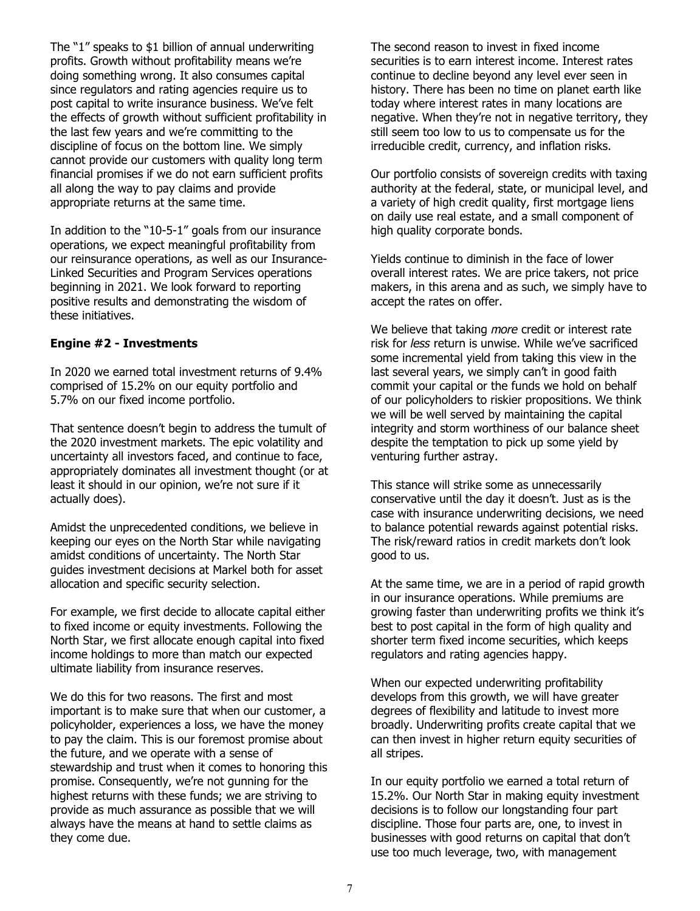The "1" speaks to $1 billion of annual underwriting profits. Growth without profitability means we're doing something wrong. It also consumes capital since regulators and rating agencies require us to post capital to write insurance business. We've felt the effects of growth without sufficient profitability in the last few years and we're committing to the discipline of focus on the bottom line. We simply cannot provide our customers with quality long term financial promises if we do not earn sufficient profits all along the way to pay claims and provide appropriate returns at the same time.

In addition to the "10-5-1" goals from our insurance operations, we expect meaningful profitability from our reinsurance operations, as well as our Insurance-Linked Securities and Program Services operations beginning in 2021. We look forward to reporting positive results and demonstrating the wisdom of these initiatives.

**Engine #2 - Investments**

In 2020 we earned total investment returns of 9.4% comprised of 15.2% on our equity portfolio and 5.7% on our fixed income portfolio.

That sentence doesn't begin to address the tumult of the 2020 investment markets. The epic volatility and uncertainty all investors faced, and continue to face, appropriately dominates all investment thought (or at least it should in our opinion, we're not sure if it actually does).

Amidst the unprecedented conditions, we believe in keeping our eyes on the North Star while navigating amidst conditions of uncertainty. The North Star guides investment decisions at Markel both for asset allocation and specific security selection.

For example, we first decide to allocate capital either to fixed income or equity investments. Following the North Star, we first allocate enough capital into fixed income holdings to more than match our expected ultimate liability from insurance reserves.

We do this for two reasons. The first and most important is to make sure that when our customer, a policyholder, experiences a loss, we have the money to pay the claim. This is our foremost promise about the future, and we operate with a sense of stewardship and trust when it comes to honoring this promise. Consequently, we're not gunning for the highest returns with these funds; we are striving to provide as much assurance as possible that we will always have the means at hand to settle claims as they come due.

The second reason to invest in fixed income securities is to earn interest income. Interest rates continue to decline beyond any level ever seen in history. There has been no time on planet earth like today where interest rates in many locations are negative. When they're not in negative territory, they still seem too low to us to compensate us for the irreducible credit, currency, and inflation risks.

Our portfolio consists of sovereign credits with taxing authority at the federal, state, or municipal level, and a variety of high credit quality, first mortgage liens on daily use real estate, and a small component of high quality corporate bonds.

Yields continue to diminish in the face of lower overall interest rates. We are price takers, not price makers, in this arena and as such, we simply have to accept the rates on offer.

We believe that taking *more* credit or interest rate risk for *less* return is unwise. While we've sacrificed some incremental yield from taking this view in the last several years, we simply can't in good faith commit your capital or the funds we hold on behalf of our policyholders to riskier propositions. We think we will be well served by maintaining the capital integrity and storm worthiness of our balance sheet despite the temptation to pick up some yield by venturing further astray.

This stance will strike some as unnecessarily conservative until the day it doesn't. Just as is the case with insurance underwriting decisions, we need to balance potential rewards against potential risks. The risk/reward ratios in credit markets don't look good to us.

At the same time, we are in a period of rapid growth in our insurance operations. While premiums are growing faster than underwriting profits we think it's best to post capital in the form of high quality and shorter term fixed income securities, which keeps regulators and rating agencies happy.

When our expected underwriting profitability develops from this growth, we will have greater degrees of flexibility and latitude to invest more broadly. Underwriting profits create capital that we can then invest in higher return equity securities of all stripes.

In our equity portfolio we earned a total return of 15.2%. Our North Star in making equity investment decisions is to follow our longstanding four part discipline. Those four parts are, one, to invest in businesses with good returns on capital that don't use too much leverage, two, with management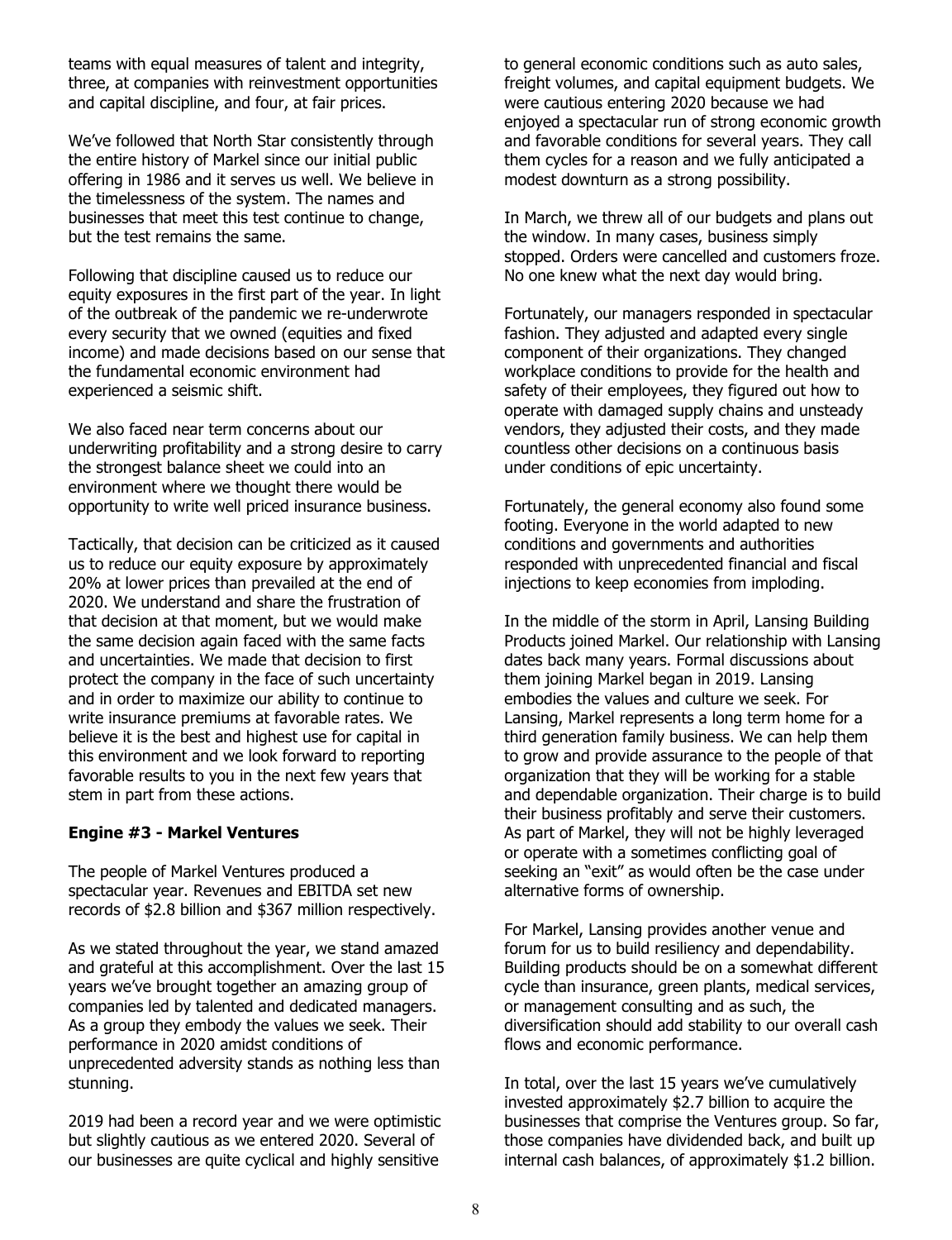teams with equal measures of talent and integrity, three, at companies with reinvestment opportunities and capital discipline, and four, at fair prices.

We've followed that North Star consistently through the entire history of Markel since our initial public offering in 1986 and it serves us well. We believe in the timelessness of the system. The names and businesses that meet this test continue to change, but the test remains the same.

Following that discipline caused us to reduce our equity exposures in the first part of the year. In light of the outbreak of the pandemic we re-underwrote every security that we owned (equities and fixed income) and made decisions based on our sense that the fundamental economic environment had experienced a seismic shift.

We also faced near term concerns about our underwriting profitability and a strong desire to carry the strongest balance sheet we could into an environment where we thought there would be opportunity to write well priced insurance business.

Tactically, that decision can be criticized as it caused us to reduce our equity exposure by approximately 20% at lower prices than prevailed at the end of 2020. We understand and share the frustration of that decision at that moment, but we would make the same decision again faced with the same facts and uncertainties. We made that decision to first protect the company in the face of such uncertainty and in order to maximize our ability to continue to write insurance premiums at favorable rates. We believe it is the best and highest use for capital in this environment and we look forward to reporting favorable results to you in the next few years that stem in part from these actions.

**Engine #3 - Markel Ventures**

The people of Markel Ventures produced a spectacular year. Revenues and EBITDA set new records of $2.8 billion and $367 million respectively.

As we stated throughout the year, we stand amazed and grateful at this accomplishment. Over the last 15 years we've brought together an amazing group of companies led by talented and dedicated managers. As a group they embody the values we seek. Their performance in 2020 amidst conditions of unprecedented adversity stands as nothing less than stunning.

2019 had been a record year and we were optimistic but slightly cautious as we entered 2020. Several of our businesses are quite cyclical and highly sensitive to general economic conditions such as auto sales, freight volumes, and capital equipment budgets. We were cautious entering 2020 because we had enjoyed a spectacular run of strong economic growth and favorable conditions for several years. They call them cycles for a reason and we fully anticipated a modest downturn as a strong possibility.

In March, we threw all of our budgets and plans out the window. In many cases, business simply stopped. Orders were cancelled and customers froze. No one knew what the next day would bring.

Fortunately, our managers responded in spectacular fashion. They adjusted and adapted every single component of their organizations. They changed workplace conditions to provide for the health and safety of their employees, they figured out how to operate with damaged supply chains and unsteady vendors, they adjusted their costs, and they made countless other decisions on a continuous basis under conditions of epic uncertainty.

Fortunately, the general economy also found some footing. Everyone in the world adapted to new conditions and governments and authorities responded with unprecedented financial and fiscal injections to keep economies from imploding.

In the middle of the storm in April, Lansing Building Products joined Markel. Our relationship with Lansing dates back many years. Formal discussions about them joining Markel began in 2019. Lansing embodies the values and culture we seek. For Lansing, Markel represents a long term home for a third generation family business. We can help them to grow and provide assurance to the people of that organization that they will be working for a stable and dependable organization. Their charge is to build their business profitably and serve their customers. As part of Markel, they will not be highly leveraged or operate with a sometimes conflicting goal of seeking an "exit" as would often be the case under alternative forms of ownership.

For Markel, Lansing provides another venue and forum for us to build resiliency and dependability. Building products should be on a somewhat different cycle than insurance, green plants, medical services, or management consulting and as such, the diversification should add stability to our overall cash flows and economic performance.

In total, over the last 15 years we've cumulatively invested approximately $2.7 billion to acquire the businesses that comprise the Ventures group. So far, those companies have dividended back, and built up internal cash balances, of approximately $1.2 billion.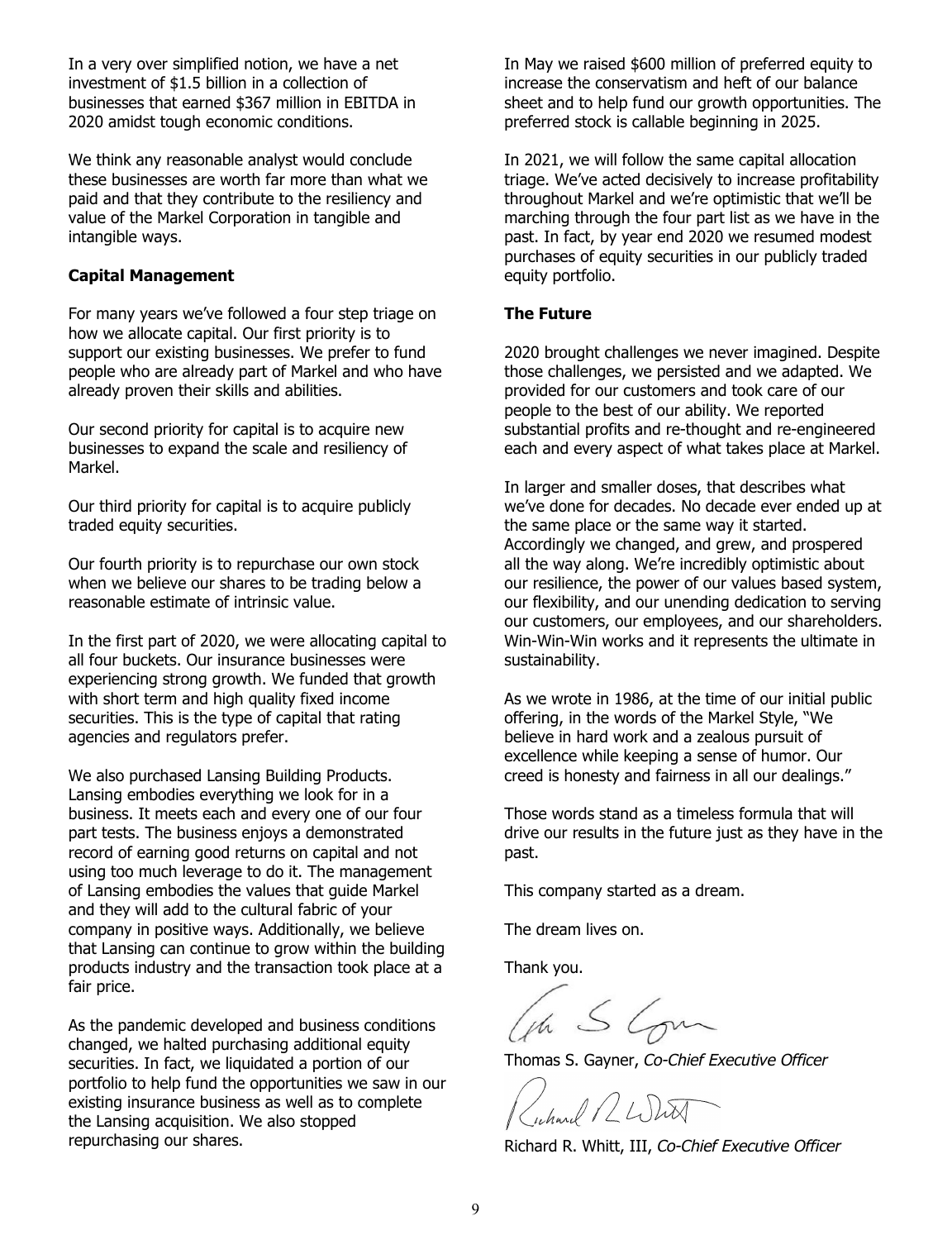In a very over simplified notion, we have a net investment of $1.5 billion in a collection of businesses that earned $367 million in EBITDA in 2020 amidst tough economic conditions.

We think any reasonable analyst would conclude these businesses are worth far more than what we paid and that they contribute to the resiliency and value of the Markel Corporation in tangible and intangible ways.

**Capital Management**

For many years we've followed a four step triage on how we allocate capital. Our first priority is to support our existing businesses. We prefer to fund people who are already part of Markel and who have already proven their skills and abilities.

Our second priority for capital is to acquire new businesses to expand the scale and resiliency of Markel.

Our third priority for capital is to acquire publicly traded equity securities.

Our fourth priority is to repurchase our own stock when we believe our shares to be trading below a reasonable estimate of intrinsic value.

In the first part of 2020, we were allocating capital to all four buckets. Our insurance businesses were experiencing strong growth. We funded that growth with short term and high quality fixed income securities. This is the type of capital that rating agencies and regulators prefer.

We also purchased Lansing Building Products. Lansing embodies everything we look for in a business. It meets each and every one of our four part tests. The business enjoys a demonstrated record of earning good returns on capital and not using too much leverage to do it. The management of Lansing embodies the values that guide Markel and they will add to the cultural fabric of your company in positive ways. Additionally, we believe that Lansing can continue to grow within the building products industry and the transaction took place at a fair price.

As the pandemic developed and business conditions changed, we halted purchasing additional equity securities. In fact, we liquidated a portion of our portfolio to help fund the opportunities we saw in our existing insurance business as well as to complete the Lansing acquisition. We also stopped repurchasing our shares.

In May we raised $600 million of preferred equity to increase the conservatism and heft of our balance sheet and to help fund our growth opportunities. The preferred stock is callable beginning in 2025.

In 2021, we will follow the same capital allocation triage. We've acted decisively to increase profitability throughout Markel and we're optimistic that we'll be marching through the four part list as we have in the past. In fact, by year end 2020 we resumed modest purchases of equity securities in our publicly traded equity portfolio.

**The Future**

2020 brought challenges we never imagined. Despite those challenges, we persisted and we adapted. We provided for our customers and took care of our people to the best of our ability. We reported substantial profits and re-thought and re-engineered each and every aspect of what takes place at Markel.

In larger and smaller doses, that describes what we've done for decades. No decade ever ended up at the same place or the same way it started. Accordingly we changed, and grew, and prospered all the way along. We're incredibly optimistic about our resilience, the power of our values based system, our flexibility, and our unending dedication to serving our customers, our employees, and our shareholders. Win-Win-Win works and it represents the ultimate in sustainability.

As we wrote in 1986, at the time of our initial public offering, in the words of the Markel Style, "We believe in hard work and a zealous pursuit of excellence while keeping a sense of humor. Our creed is honesty and fairness in all our dealings."

Those words stand as a timeless formula that will drive our results in the future just as they have in the past.

This company started as a dream.

The dream lives on.

Thank you.

Thomas S. Gayner, *Co-Chief Executive Officer*

Richard R. Whitt, III, *Co-Chief Executive Officer*